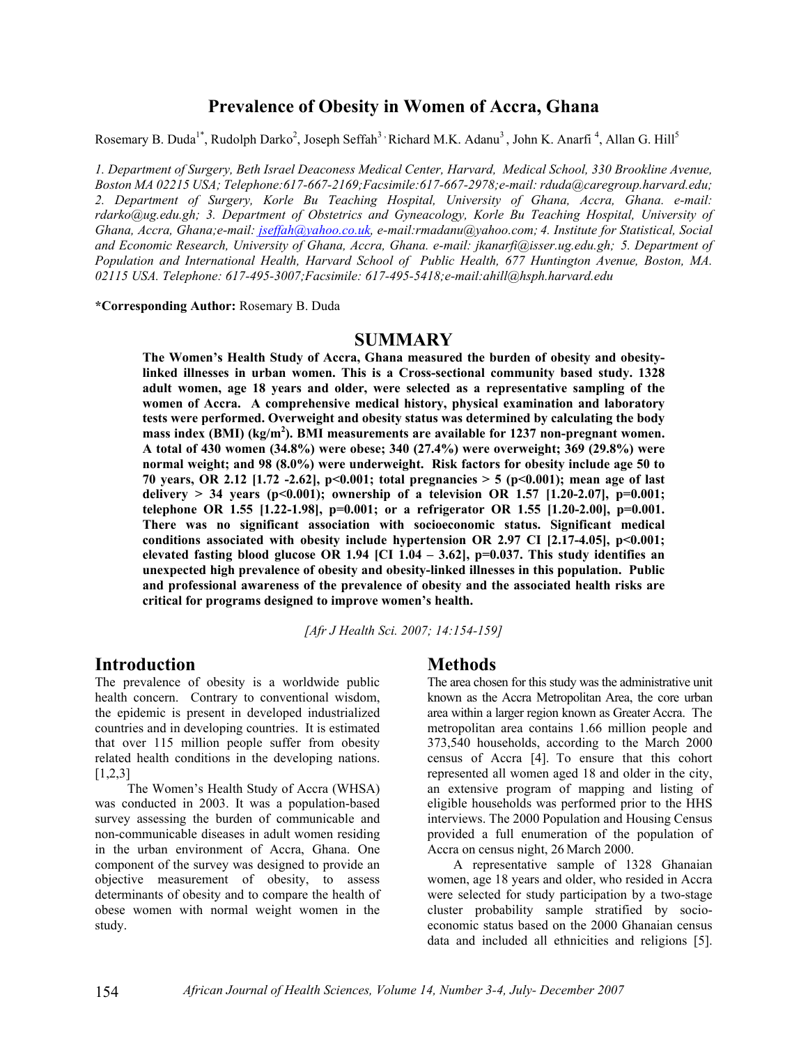# Prevalence of Obesity in Women of Accra, Ghana

Rosemary B. Duda[1*], Rudolph Darko[2], Joseph Seffah[3], Richard M.K. Adanu[3], John K. Anarfi[4], Allan G. Hill[5]

*1. Department of Surgery, Beth Israel Deaconess Medical Center, Harvard, Medical School, 330 Brookline Avenue, Boston MA 02215 USA; Telephone:617-667-2169;Facsimile:617-667-2978;e-mail: rduda@caregroup.harvard.edu; 2. Department of Surgery, Korle Bu Teaching Hospital, University of Ghana, Accra, Ghana. e-mail: rdarko@ug.edu.gh; 3. Department of Obstetrics and Gyneacology, Korle Bu Teaching Hospital, University of Ghana, Accra, Ghana;e-mail: jseffah@yahoo.co.uk, e-mail:rmadanu@yahoo.com; 4. Institute for Statistical, Social and Economic Research, University of Ghana, Accra, Ghana. e-mail: jkanarfi@isser.ug.edu.gh; 5. Department of Population and International Health, Harvard School of Public Health, 677 Huntington Avenue, Boston, MA. 02115 USA. Telephone: 617-495-3007;Facsimile: 617-495-5418;e-mail:ahill@hsph.harvard.edu*

**\*Corresponding Author:** Rosemary B. Duda

## SUMMARY

**The Women's Health Study of Accra, Ghana measured the burden of obesity and obesity-linked illnesses in urban women. This is a Cross-sectional community based study. 1328 adult women, age 18 years and older, were selected as a representative sampling of the women of Accra. A comprehensive medical history, physical examination and laboratory tests were performed. Overweight and obesity status was determined by calculating the body mass index (BMI) (kg/m$^2$). BMI measurements are available for 1237 non-pregnant women. A total of 430 women (34.8%) were obese; 340 (27.4%) were overweight; 369 (29.8%) were normal weight; and 98 (8.0%) were underweight. Risk factors for obesity include age 50 to 70 years, OR 2.12 [1.72 -2.62], p<0.001; total pregnancies > 5 (p<0.001); mean age of last delivery > 34 years (p<0.001); ownership of a television OR 1.57 [1.20-2.07], p=0.001; telephone OR 1.55 [1.22-1.98], p=0.001; or a refrigerator OR 1.55 [1.20-2.00], p=0.001. There was no significant association with socioeconomic status. Significant medical conditions associated with obesity include hypertension OR 2.97 CI [2.17-4.05], p<0.001; elevated fasting blood glucose OR 1.94 [CI 1.04 – 3.62], p=0.037. This study identifies an unexpected high prevalence of obesity and obesity-linked illnesses in this population. Public and professional awareness of the prevalence of obesity and the associated health risks are critical for programs designed to improve women's health.**

*[Afr J Health Sci. 2007; 14:154-159]*

## Introduction

The prevalence of obesity is a worldwide public health concern. Contrary to conventional wisdom, the epidemic is present in developed industrialized countries and in developing countries. It is estimated that over 115 million people suffer from obesity related health conditions in the developing nations. [1,2,3]

The Women's Health Study of Accra (WHSA) was conducted in 2003. It was a population-based survey assessing the burden of communicable and non-communicable diseases in adult women residing in the urban environment of Accra, Ghana. One component of the survey was designed to provide an objective measurement of obesity, to assess determinants of obesity and to compare the health of obese women with normal weight women in the study.

## Methods

The area chosen for this study was the administrative unit known as the Accra Metropolitan Area, the core urban area within a larger region known as Greater Accra. The metropolitan area contains 1.66 million people and 373,540 households, according to the March 2000 census of Accra [4]. To ensure that this cohort represented all women aged 18 and older in the city, an extensive program of mapping and listing of eligible households was performed prior to the HHS interviews. The 2000 Population and Housing Census provided a full enumeration of the population of Accra on census night, 26 March 2000.

A representative sample of 1328 Ghanaian women, age 18 years and older, who resided in Accra were selected for study participation by a two-stage cluster probability sample stratified by socio-economic status based on the 2000 Ghanaian census data and included all ethnicities and religions [5].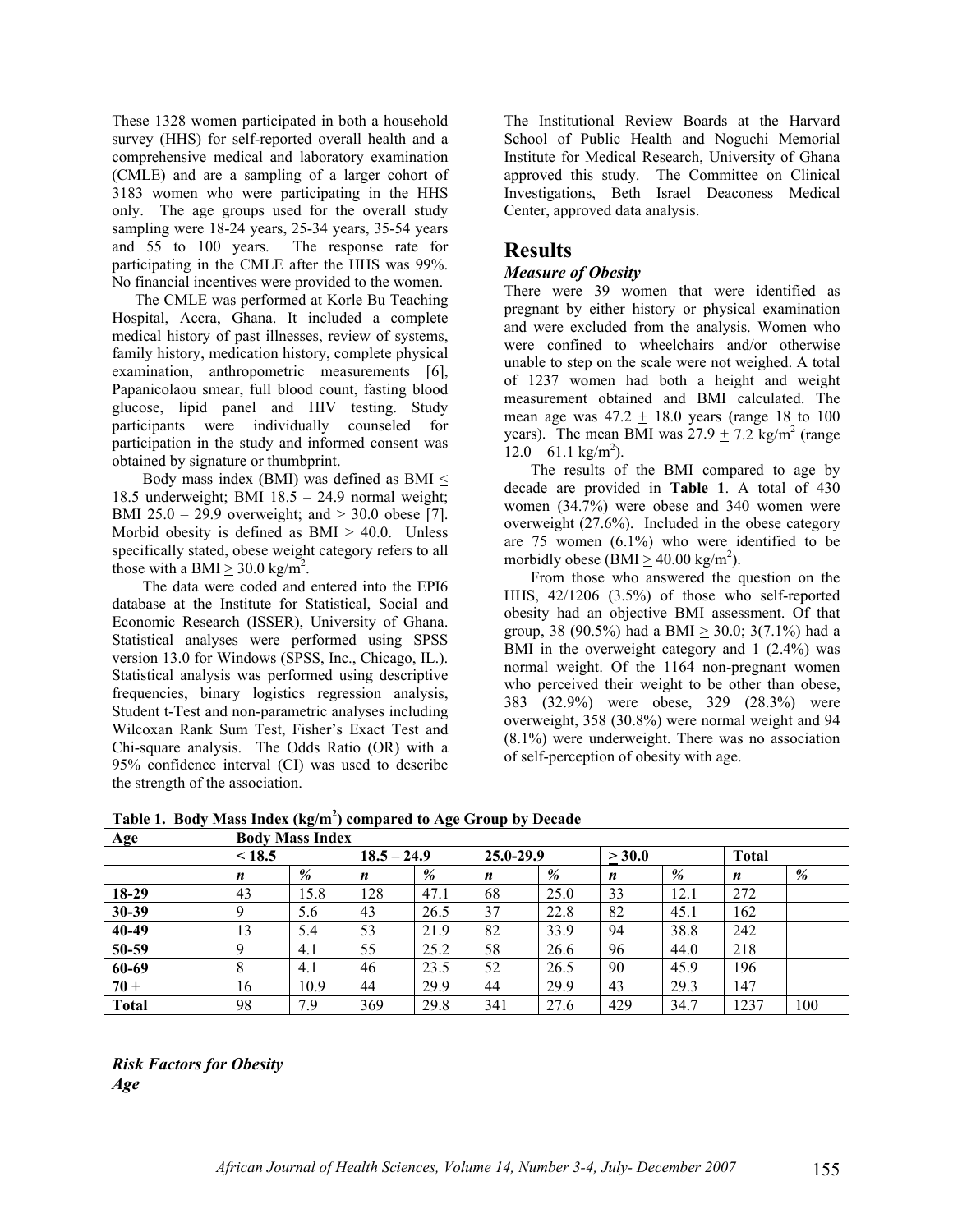These 1328 women participated in both a household survey (HHS) for self-reported overall health and a comprehensive medical and laboratory examination (CMLE) and are a sampling of a larger cohort of 3183 women who were participating in the HHS only. The age groups used for the overall study sampling were 18-24 years, 25-34 years, 35-54 years and 55 to 100 years. The response rate for participating in the CMLE after the HHS was 99%. No financial incentives were provided to the women.

The CMLE was performed at Korle Bu Teaching Hospital, Accra, Ghana. It included a complete medical history of past illnesses, review of systems, family history, medication history, complete physical examination, anthropometric measurements [6], Papanicolaou smear, full blood count, fasting blood glucose, lipid panel and HIV testing. Study participants were individually counseled for participation in the study and informed consent was obtained by signature or thumbprint.

Body mass index (BMI) was defined as BMI $\leq$ 18.5 underweight; BMI 18.5 – 24.9 normal weight; BMI 25.0 – 29.9 overweight; and $\geq$ 30.0 obese [7]. Morbid obesity is defined as BMI $\geq$ 40.0. Unless specifically stated, obese weight category refers to all those with a BMI $\geq$ 30.0 kg/m$^2$.

The data were coded and entered into the EPI6 database at the Institute for Statistical, Social and Economic Research (ISSER), University of Ghana. Statistical analyses were performed using SPSS version 13.0 for Windows (SPSS, Inc., Chicago, IL.). Statistical analysis was performed using descriptive frequencies, binary logistics regression analysis, Student t-Test and non-parametric analyses including Wilcoxan Rank Sum Test, Fisher's Exact Test and Chi-square analysis. The Odds Ratio (OR) with a 95% confidence interval (CI) was used to describe the strength of the association.

The Institutional Review Boards at the Harvard School of Public Health and Noguchi Memorial Institute for Medical Research, University of Ghana approved this study. The Committee on Clinical Investigations, Beth Israel Deaconess Medical Center, approved data analysis.

# Results

### *Measure of Obesity*

There were 39 women that were identified as pregnant by either history or physical examination and were excluded from the analysis. Women who were confined to wheelchairs and/or otherwise unable to step on the scale were not weighed. A total of 1237 women had both a height and weight measurement obtained and BMI calculated. The mean age was 47.2 $\pm$ 18.0 years (range 18 to 100 years). The mean BMI was 27.9 $\pm$ 7.2 kg/m$^2$ (range 12.0 – 61.1 kg/m$^2$).

The results of the BMI compared to age by decade are provided in **Table 1**. A total of 430 women (34.7%) were obese and 340 women were overweight (27.6%). Included in the obese category are 75 women (6.1%) who were identified to be morbidly obese (BMI $\geq$ 40.00 kg/m$^2$).

From those who answered the question on the HHS, 42/1206 (3.5%) of those who self-reported obesity had an objective BMI assessment. Of that group, 38 (90.5%) had a BMI $\geq$ 30.0; 3(7.1%) had a BMI in the overweight category and 1 (2.4%) was normal weight. Of the 1164 non-pregnant women who perceived their weight to be other than obese, 383 (32.9%) were obese, 329 (28.3%) were overweight, 358 (30.8%) were normal weight and 94 (8.1%) were underweight. There was no association of self-perception of obesity with age.

**Table 1. Body Mass Index (kg/m$^2$) compared to Age Group by Decade**

| Age | Body Mass Index | | | | | | | | | |
|---|---|---|---|---|---|---|---|---|---|---|
| | < 18.5 | | 18.5 – 24.9 | | 25.0-29.9 | | $\geq$ 30.0 | | Total | |
| | *n* | *%* | *n* | *%* | *n* | *%* | *n* | *%* | *n* | *%* |
| **18-29** | 43 | 15.8 | 128 | 47.1 | 68 | 25.0 | 33 | 12.1 | 272 | |
| **30-39** | 9 | 5.6 | 43 | 26.5 | 37 | 22.8 | 82 | 45.1 | 162 | |
| **40-49** | 13 | 5.4 | 53 | 21.9 | 82 | 33.9 | 94 | 38.8 | 242 | |
| **50-59** | 9 | 4.1 | 55 | 25.2 | 58 | 26.6 | 96 | 44.0 | 218 | |
| **60-69** | 8 | 4.1 | 46 | 23.5 | 52 | 26.5 | 90 | 45.9 | 196 | |
| **70 +** | 16 | 10.9 | 44 | 29.9 | 44 | 29.9 | 43 | 29.3 | 147 | |
| **Total** | 98 | 7.9 | 369 | 29.8 | 341 | 27.6 | 429 | 34.7 | 1237 | 100 |

### *Risk Factors for Obesity*

### *Age*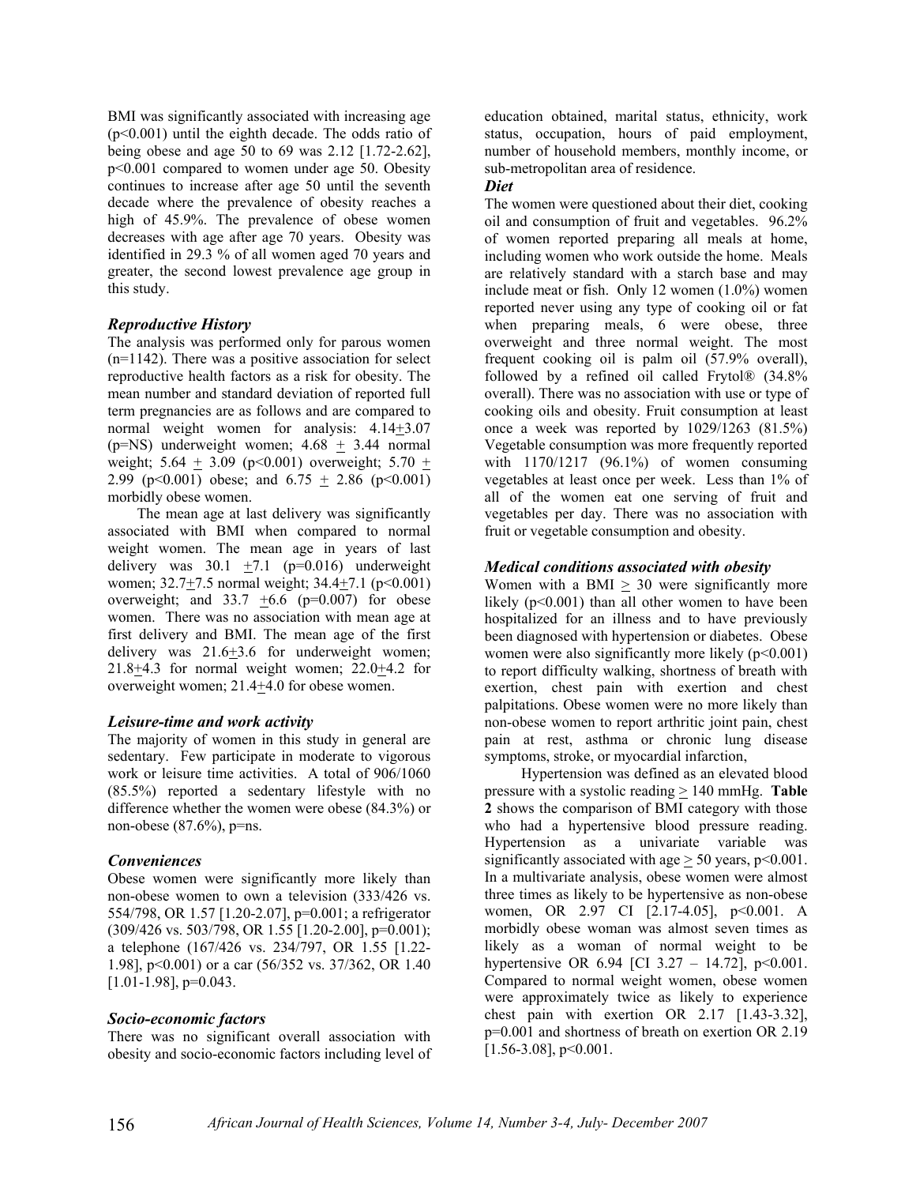BMI was significantly associated with increasing age ($p<0.001$) until the eighth decade. The odds ratio of being obese and age 50 to 69 was 2.12 [1.72-2.62], $p<0.001$ compared to women under age 50. Obesity continues to increase after age 50 until the seventh decade where the prevalence of obesity reaches a high of 45.9%. The prevalence of obese women decreases with age after age 70 years. Obesity was identified in 29.3 % of all women aged 70 years and greater, the second lowest prevalence age group in this study.

### *Reproductive History*

The analysis was performed only for parous women (n=1142). There was a positive association for select reproductive health factors as a risk for obesity. The mean number and standard deviation of reported full term pregnancies are as follows and are compared to normal weight women for analysis: $4.14 \pm 3.07$ (p=NS) underweight women; $4.68 \pm 3.44$ normal weight; $5.64 \pm 3.09$ ($p<0.001$) overweight; $5.70 \pm 2.99$ ($p<0.001$) obese; and $6.75 \pm 2.86$ ($p<0.001$) morbidly obese women.

The mean age at last delivery was significantly associated with BMI when compared to normal weight women. The mean age in years of last delivery was $30.1 \pm 7.1$ ($p=0.016$) underweight women; $32.7 \pm 7.5$ normal weight; $34.4 \pm 7.1$ ($p<0.001$) overweight; and $33.7 \pm 6.6$ ($p=0.007$) for obese women. There was no association with mean age at first delivery and BMI. The mean age of the first delivery was $21.6 \pm 3.6$ for underweight women; $21.8 \pm 4.3$ for normal weight women; $22.0 \pm 4.2$ for overweight women; $21.4 \pm 4.0$ for obese women.

### *Leisure-time and work activity*

The majority of women in this study in general are sedentary. Few participate in moderate to vigorous work or leisure time activities. A total of 906/1060 (85.5%) reported a sedentary lifestyle with no difference whether the women were obese (84.3%) or non-obese (87.6%), p=ns.

### *Conveniences*

Obese women were significantly more likely than non-obese women to own a television (333/426 vs. 554/798, OR 1.57 [1.20-2.07], p=0.001; a refrigerator (309/426 vs. 503/798, OR 1.55 [1.20-2.00], p=0.001); a telephone (167/426 vs. 234/797, OR 1.55 [1.22-1.98], $p<0.001$) or a car (56/352 vs. 37/362, OR 1.40 [1.01-1.98], p=0.043.

### *Socio-economic factors*

There was no significant overall association with obesity and socio-economic factors including level of education obtained, marital status, ethnicity, work status, occupation, hours of paid employment, number of household members, monthly income, or sub-metropolitan area of residence.

### *Diet*

The women were questioned about their diet, cooking oil and consumption of fruit and vegetables. 96.2% of women reported preparing all meals at home, including women who work outside the home. Meals are relatively standard with a starch base and may include meat or fish. Only 12 women (1.0%) women reported never using any type of cooking oil or fat when preparing meals, 6 were obese, three overweight and three normal weight. The most frequent cooking oil is palm oil (57.9% overall), followed by a refined oil called Frytol® (34.8% overall). There was no association with use or type of cooking oils and obesity. Fruit consumption at least once a week was reported by 1029/1263 (81.5%) Vegetable consumption was more frequently reported with 1170/1217 (96.1%) of women consuming vegetables at least once per week. Less than 1% of all of the women eat one serving of fruit and vegetables per day. There was no association with fruit or vegetable consumption and obesity.

### *Medical conditions associated with obesity*

Women with a BMI $\geq$ 30 were significantly more likely ($p<0.001$) than all other women to have been hospitalized for an illness and to have previously been diagnosed with hypertension or diabetes. Obese women were also significantly more likely ($p<0.001$) to report difficulty walking, shortness of breath with exertion, chest pain with exertion and chest palpitations. Obese women were no more likely than non-obese women to report arthritic joint pain, chest pain at rest, asthma or chronic lung disease symptoms, stroke, or myocardial infarction,

Hypertension was defined as an elevated blood pressure with a systolic reading $\geq$ 140 mmHg. **Table 2** shows the comparison of BMI category with those who had a hypertensive blood pressure reading. Hypertension as a univariate variable was significantly associated with age $\geq$ 50 years, $p<0.001$. In a multivariate analysis, obese women were almost three times as likely to be hypertensive as non-obese women, OR 2.97 CI [2.17-4.05], $p<0.001$. A morbidly obese woman was almost seven times as likely as a woman of normal weight to be hypertensive OR 6.94 [CI 3.27 – 14.72], $p<0.001$. Compared to normal weight women, obese women were approximately twice as likely to experience chest pain with exertion OR 2.17 [1.43-3.32], p=0.001 and shortness of breath on exertion OR 2.19 [1.56-3.08], $p<0.001$.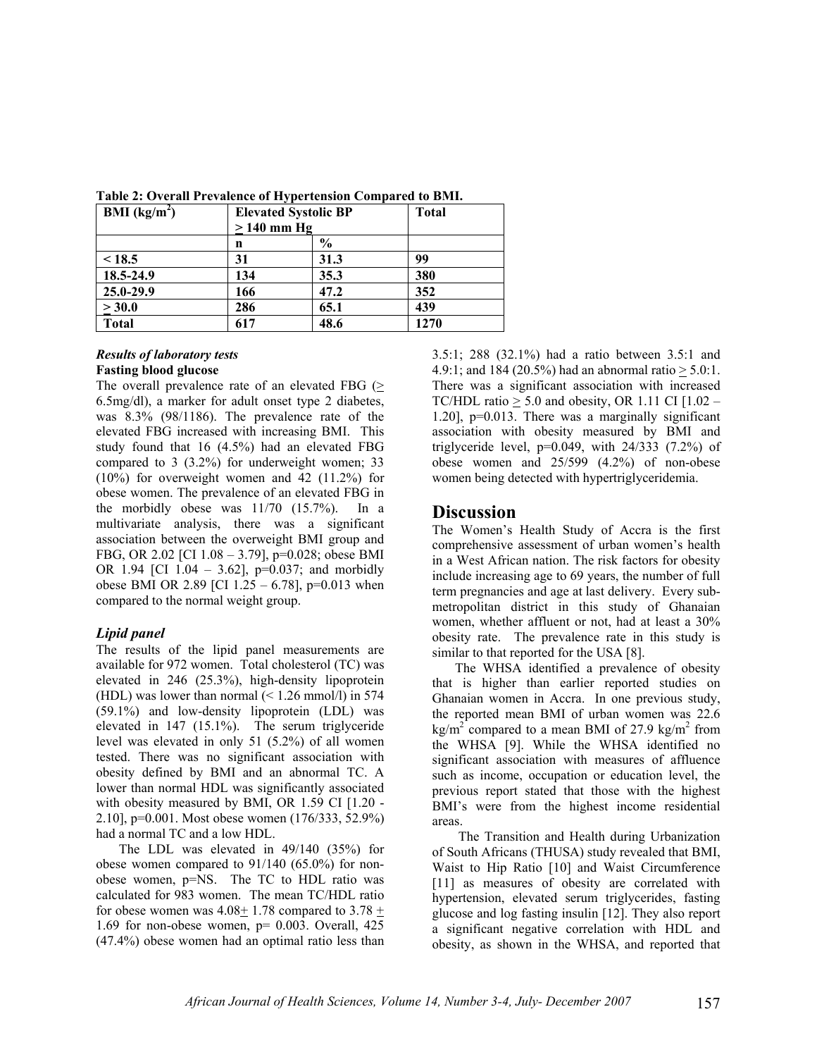**Table 2: Overall Prevalence of Hypertension Compared to BMI.**

| BMI ($kg/m^2$) | Elevated Systolic BP ≥ 140 mm Hg | | Total |
|---|---|---|---|
| | n | % | |
| < 18.5 | 31 | 31.3 | 99 |
| 18.5-24.9 | 134 | 35.3 | 380 |
| 25.0-29.9 | 166 | 47.2 | 352 |
| ≥ 30.0 | 286 | 65.1 | 439 |
| Total | 617 | 48.6 | 1270 |

### *Results of laboratory tests*

**Fasting blood glucose**

The overall prevalence rate of an elevated FBG (≥ 6.5mg/dl), a marker for adult onset type 2 diabetes, was 8.3% (98/1186). The prevalence rate of the elevated FBG increased with increasing BMI. This study found that 16 (4.5%) had an elevated FBG compared to 3 (3.2%) for underweight women; 33 (10%) for overweight women and 42 (11.2%) for obese women. The prevalence of an elevated FBG in the morbidly obese was 11/70 (15.7%). In a multivariate analysis, there was a significant association between the overweight BMI group and FBG, OR 2.02 [CI 1.08 – 3.79], p=0.028; obese BMI OR 1.94 [CI 1.04 – 3.62], p=0.037; and morbidly obese BMI OR 2.89 [CI 1.25 – 6.78], p=0.013 when compared to the normal weight group.

### *Lipid panel*

The results of the lipid panel measurements are available for 972 women. Total cholesterol (TC) was elevated in 246 (25.3%), high-density lipoprotein (HDL) was lower than normal (< 1.26 mmol/l) in 574 (59.1%) and low-density lipoprotein (LDL) was elevated in 147 (15.1%). The serum triglyceride level was elevated in only 51 (5.2%) of all women tested. There was no significant association with obesity defined by BMI and an abnormal TC. A lower than normal HDL was significantly associated with obesity measured by BMI, OR 1.59 CI [1.20 - 2.10], p=0.001. Most obese women (176/333, 52.9%) had a normal TC and a low HDL.

The LDL was elevated in 49/140 (35%) for obese women compared to 91/140 (65.0%) for non-obese women, p=NS. The TC to HDL ratio was calculated for 983 women. The mean TC/HDL ratio for obese women was 4.08± 1.78 compared to 3.78 ± 1.69 for non-obese women, p= 0.003. Overall, 425 (47.4%) obese women had an optimal ratio less than 3.5:1; 288 (32.1%) had a ratio between 3.5:1 and 4.9:1; and 184 (20.5%) had an abnormal ratio ≥ 5.0:1. There was a significant association with increased TC/HDL ratio ≥ 5.0 and obesity, OR 1.11 CI [1.02 – 1.20], p=0.013. There was a marginally significant association with obesity measured by BMI and triglyceride level, p=0.049, with 24/333 (7.2%) of obese women and 25/599 (4.2%) of non-obese women being detected with hypertriglyceridemia.

## Discussion

The Women's Health Study of Accra is the first comprehensive assessment of urban women's health in a West African nation. The risk factors for obesity include increasing age to 69 years, the number of full term pregnancies and age at last delivery. Every sub-metropolitan district in this study of Ghanaian women, whether affluent or not, had at least a 30% obesity rate. The prevalence rate in this study is similar to that reported for the USA [8].

The WHSA identified a prevalence of obesity that is higher than earlier reported studies on Ghanaian women in Accra. In one previous study, the reported mean BMI of urban women was 22.6 $kg/m^2$ compared to a mean BMI of 27.9 $kg/m^2$ from the WHSA [9]. While the WHSA identified no significant association with measures of affluence such as income, occupation or education level, the previous report stated that those with the highest BMI's were from the highest income residential areas.

The Transition and Health during Urbanization of South Africans (THUSA) study revealed that BMI, Waist to Hip Ratio [10] and Waist Circumference [11] as measures of obesity are correlated with hypertension, elevated serum triglycerides, fasting glucose and log fasting insulin [12]. They also report a significant negative correlation with HDL and obesity, as shown in the WHSA, and reported that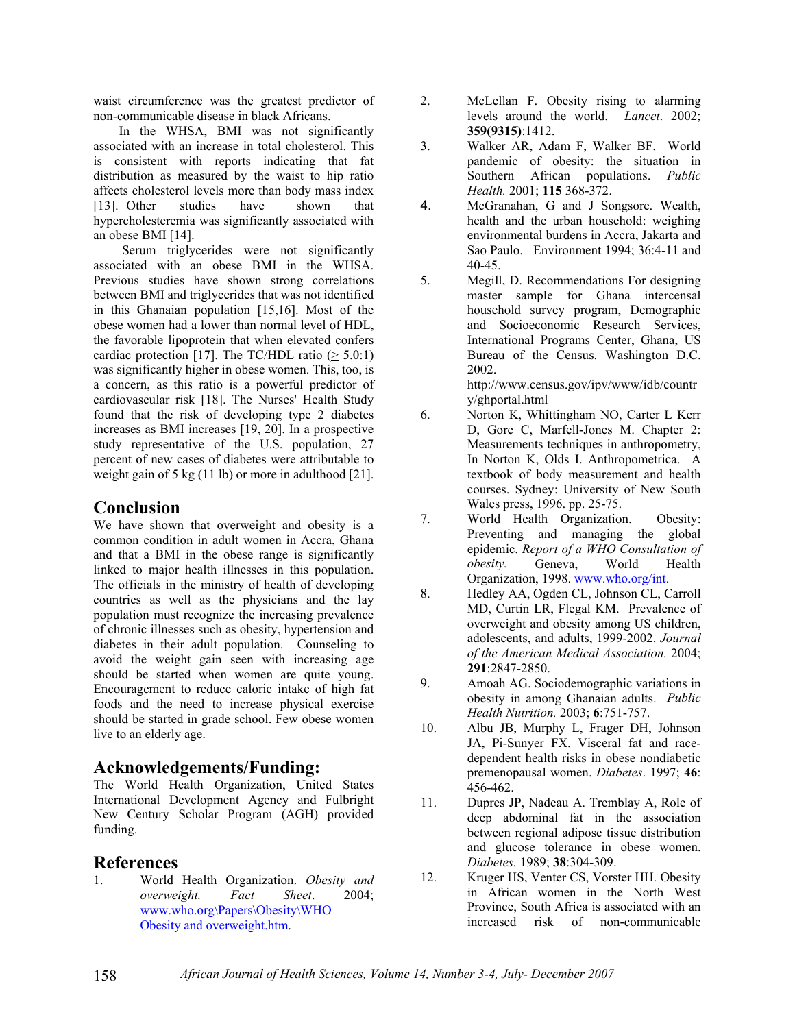waist circumference was the greatest predictor of non-communicable disease in black Africans.

In the WHSA, BMI was not significantly associated with an increase in total cholesterol. This is consistent with reports indicating that fat distribution as measured by the waist to hip ratio affects cholesterol levels more than body mass index [13]. Other studies have shown that hypercholesteremia was significantly associated with an obese BMI [14].

Serum triglycerides were not significantly associated with an obese BMI in the WHSA. Previous studies have shown strong correlations between BMI and triglycerides that was not identified in this Ghanaian population [15,16]. Most of the obese women had a lower than normal level of HDL, the favorable lipoprotein that when elevated confers cardiac protection [17]. The TC/HDL ratio ($\geq$ 5.0:1) was significantly higher in obese women. This, too, is a concern, as this ratio is a powerful predictor of cardiovascular risk [18]. The Nurses' Health Study found that the risk of developing type 2 diabetes increases as BMI increases [19, 20]. In a prospective study representative of the U.S. population, 27 percent of new cases of diabetes were attributable to weight gain of 5 kg (11 lb) or more in adulthood [21].

## Conclusion

We have shown that overweight and obesity is a common condition in adult women in Accra, Ghana and that a BMI in the obese range is significantly linked to major health illnesses in this population. The officials in the ministry of health of developing countries as well as the physicians and the lay population must recognize the increasing prevalence of chronic illnesses such as obesity, hypertension and diabetes in their adult population. Counseling to avoid the weight gain seen with increasing age should be started when women are quite young. Encouragement to reduce caloric intake of high fat foods and the need to increase physical exercise should be started in grade school. Few obese women live to an elderly age.

## Acknowledgements/Funding:

The World Health Organization, United States International Development Agency and Fulbright New Century Scholar Program (AGH) provided funding.

## References

1. World Health Organization. *Obesity and overweight. Fact Sheet*. 2004; www.who.org\Papers\Obesity\WHO Obesity and overweight.htm.
2. McLellan F. Obesity rising to alarming levels around the world. *Lancet*. 2002; **359(9315)**:1412.
3. Walker AR, Adam F, Walker BF. World pandemic of obesity: the situation in Southern African populations. *Public Health.* 2001; **115** 368-372.
4. McGranahan, G and J Songsore. Wealth, health and the urban household: weighing environmental burdens in Accra, Jakarta and Sao Paulo. Environment 1994; 36:4-11 and 40-45.
5. Megill, D. Recommendations For designing master sample for Ghana intercensal household survey program, Demographic and Socioeconomic Research Services, International Programs Center, Ghana, US Bureau of the Census. Washington D.C. 2002. http://www.census.gov/ipv/www/idb/country/ghportal.html
6. Norton K, Whittingham NO, Carter L Kerr D, Gore C, Marfell-Jones M. Chapter 2: Measurements techniques in anthropometry, In Norton K, Olds I. Anthropometrica. A textbook of body measurement and health courses. Sydney: University of New South Wales press, 1996. pp. 25-75.
7. World Health Organization. Obesity: Preventing and managing the global epidemic. *Report of a WHO Consultation of obesity.* Geneva, World Health Organization, 1998. www.who.org/int.
8. Hedley AA, Ogden CL, Johnson CL, Carroll MD, Curtin LR, Flegal KM. Prevalence of overweight and obesity among US children, adolescents, and adults, 1999-2002. *Journal of the American Medical Association.* 2004; **291**:2847-2850.
9. Amoah AG. Sociodemographic variations in obesity in among Ghanaian adults. *Public Health Nutrition.* 2003; **6**:751-757.
10. Albu JB, Murphy L, Frager DH, Johnson JA, Pi-Sunyer FX. Visceral fat and race-dependent health risks in obese nondiabetic premenopausal women. *Diabetes*. 1997; **46**: 456-462.
11. Dupres JP, Nadeau A. Tremblay A, Role of deep abdominal fat in the association between regional adipose tissue distribution and glucose tolerance in obese women. *Diabetes.* 1989; **38**:304-309.
12. Kruger HS, Venter CS, Vorster HH. Obesity in African women in the North West Province, South Africa is associated with an increased risk of non-communicable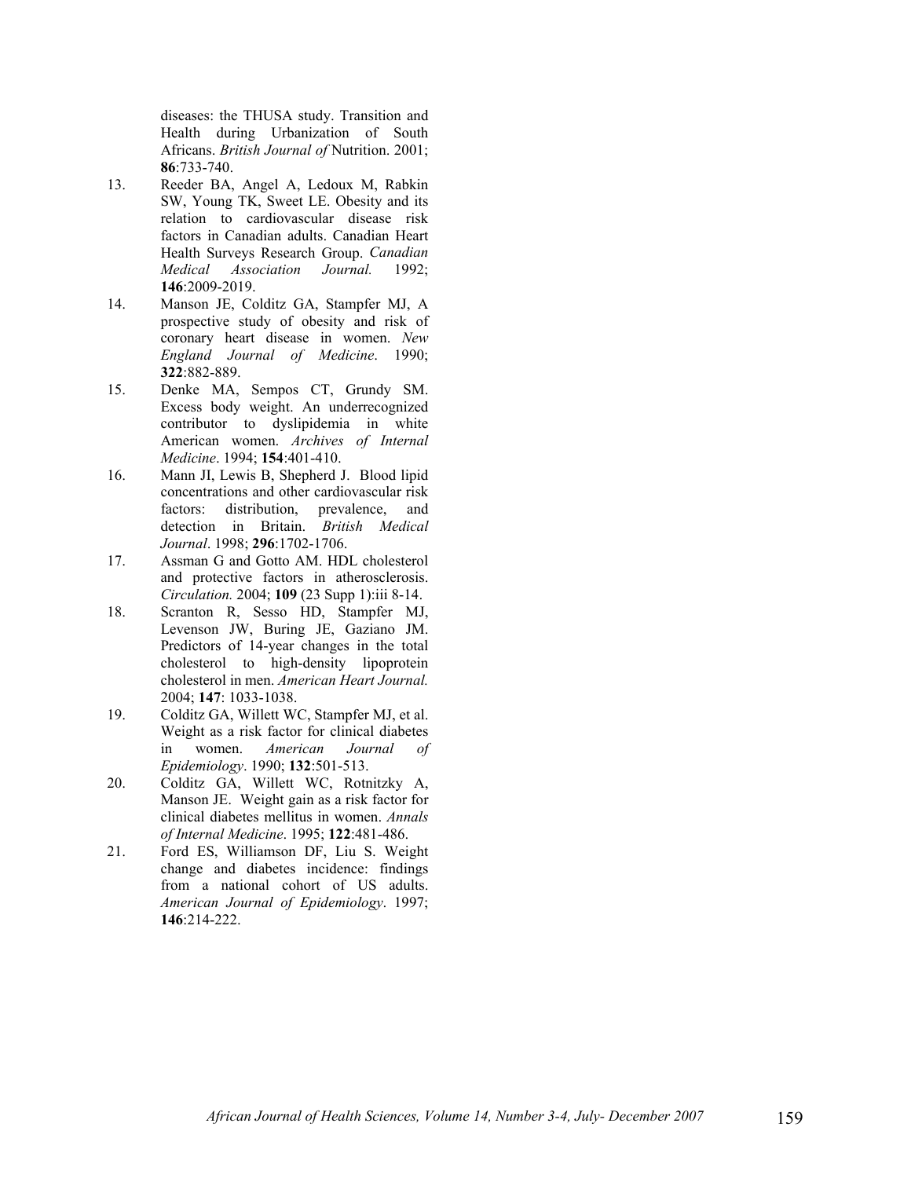diseases: the THUSA study. Transition and Health during Urbanization of South Africans. *British Journal of* Nutrition. 2001; **86**:733-740.

13. Reeder BA, Angel A, Ledoux M, Rabkin SW, Young TK, Sweet LE. Obesity and its relation to cardiovascular disease risk factors in Canadian adults. Canadian Heart Health Surveys Research Group. *Canadian Medical Association Journal.* 1992; **146**:2009-2019.
14. Manson JE, Colditz GA, Stampfer MJ, A prospective study of obesity and risk of coronary heart disease in women. *New England Journal of Medicine*. 1990; **322**:882-889.
15. Denke MA, Sempos CT, Grundy SM. Excess body weight. An underrecognized contributor to dyslipidemia in white American women. *Archives of Internal Medicine*. 1994; **154**:401-410.
16. Mann JI, Lewis B, Shepherd J. Blood lipid concentrations and other cardiovascular risk factors: distribution, prevalence, and detection in Britain. *British Medical Journal*. 1998; **296**:1702-1706.
17. Assman G and Gotto AM. HDL cholesterol and protective factors in atherosclerosis. *Circulation.* 2004; **109** (23 Supp 1):iii 8-14.
18. Scranton R, Sesso HD, Stampfer MJ, Levenson JW, Buring JE, Gaziano JM. Predictors of 14-year changes in the total cholesterol to high-density lipoprotein cholesterol in men. *American Heart Journal.* 2004; **147**: 1033-1038.
19. Colditz GA, Willett WC, Stampfer MJ, et al. Weight as a risk factor for clinical diabetes in women. *American Journal of Epidemiology*. 1990; **132**:501-513.
20. Colditz GA, Willett WC, Rotnitzky A, Manson JE. Weight gain as a risk factor for clinical diabetes mellitus in women. *Annals of Internal Medicine*. 1995; **122**:481-486.
21. Ford ES, Williamson DF, Liu S. Weight change and diabetes incidence: findings from a national cohort of US adults. *American Journal of Epidemiology*. 1997; **146**:214-222.